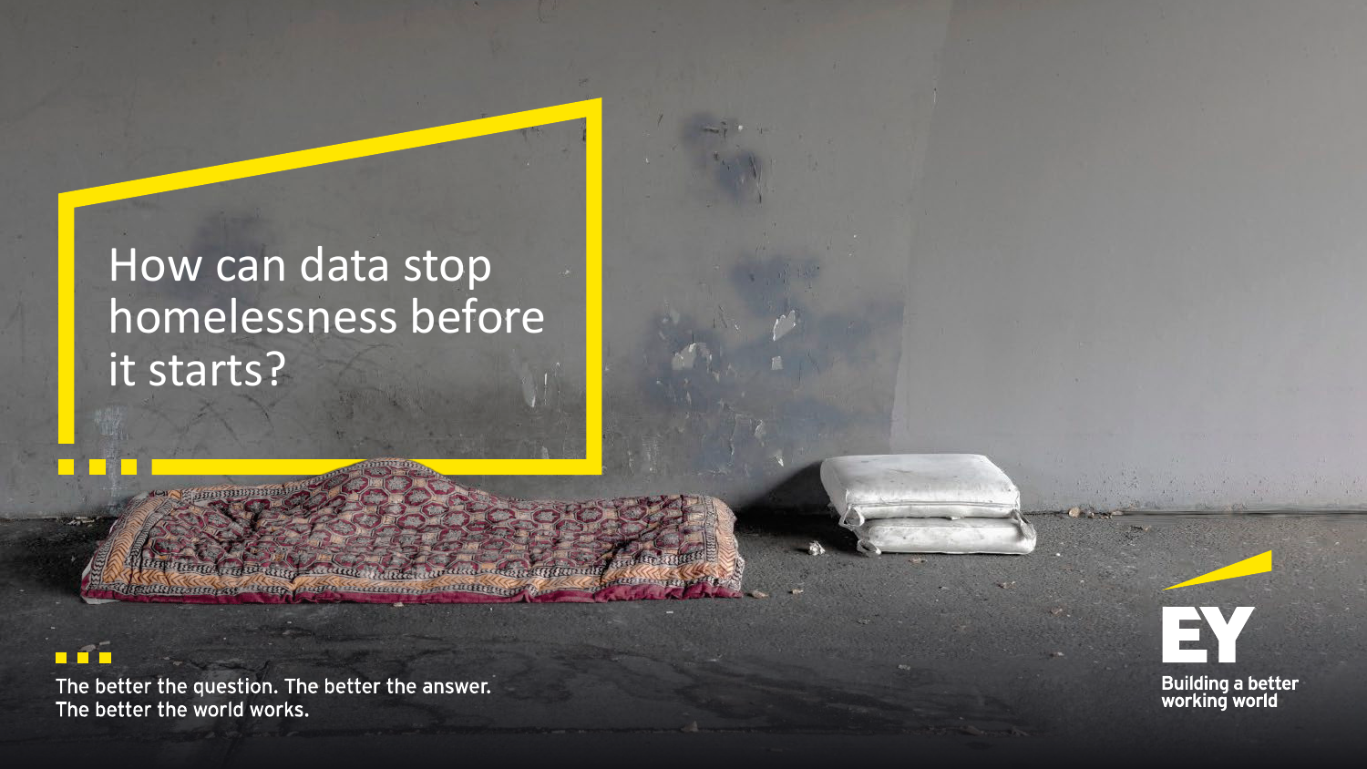# How can data stop homelessness before it starts?

The better the question. The better the answer.
The better the world works.

EY

Building a better working world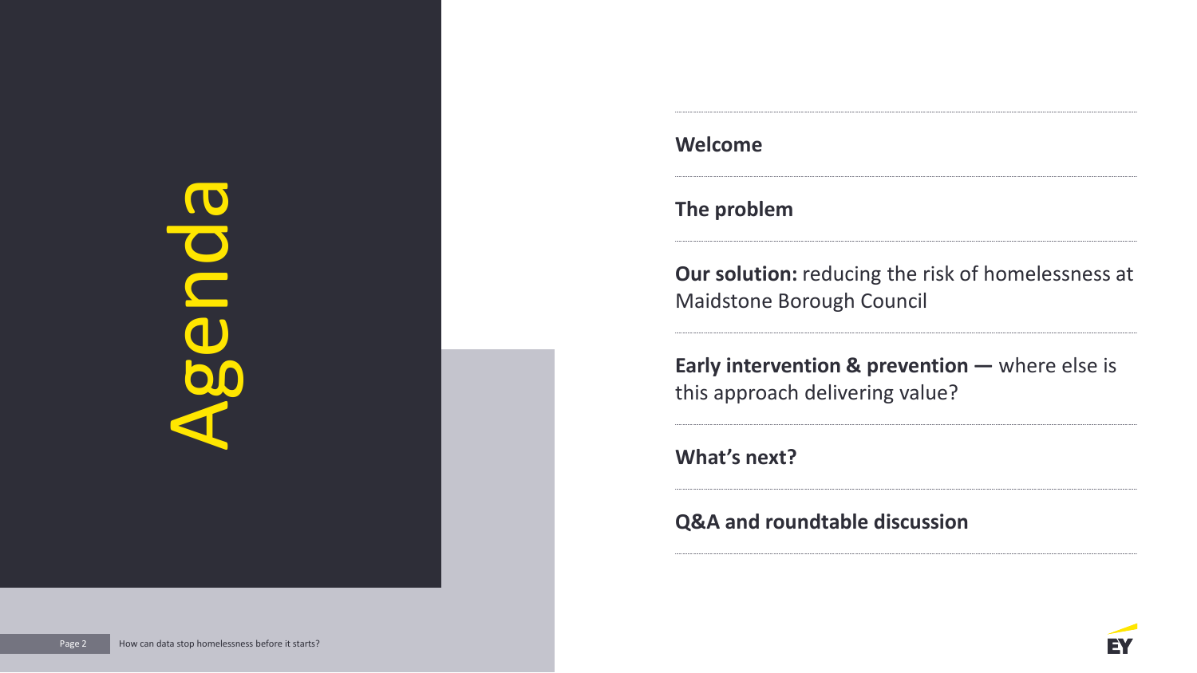# Agenda

- **Welcome**
- **The problem**
- **Our solution:** reducing the risk of homelessness at Maidstone Borough Council
- **Early intervention & prevention —** where else is this approach delivering value?
- **What's next?**
- **Q&A and roundtable discussion**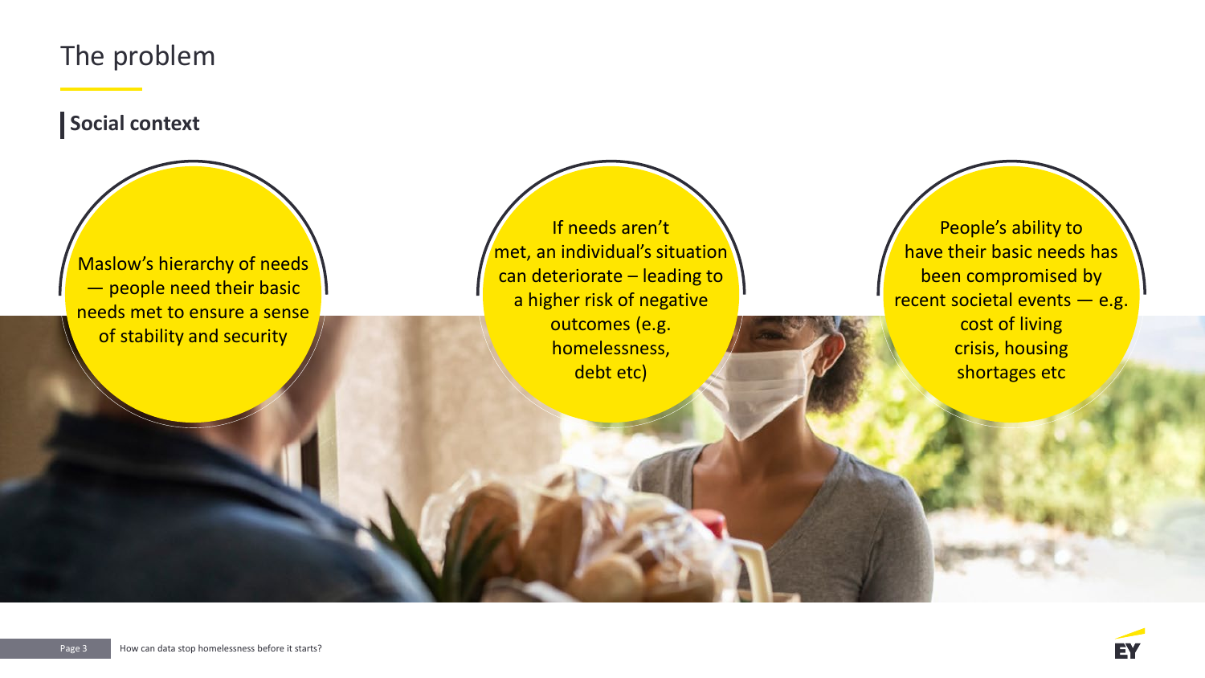# The problem

## Social context

- Maslow's hierarchy of needs — people need their basic needs met to ensure a sense of stability and security
- If needs aren't met, an individual's situation can deteriorate – leading to a higher risk of negative outcomes (e.g. homelessness, debt etc)
- People's ability to have their basic needs has been compromised by recent societal events — e.g. cost of living crisis, housing shortages etc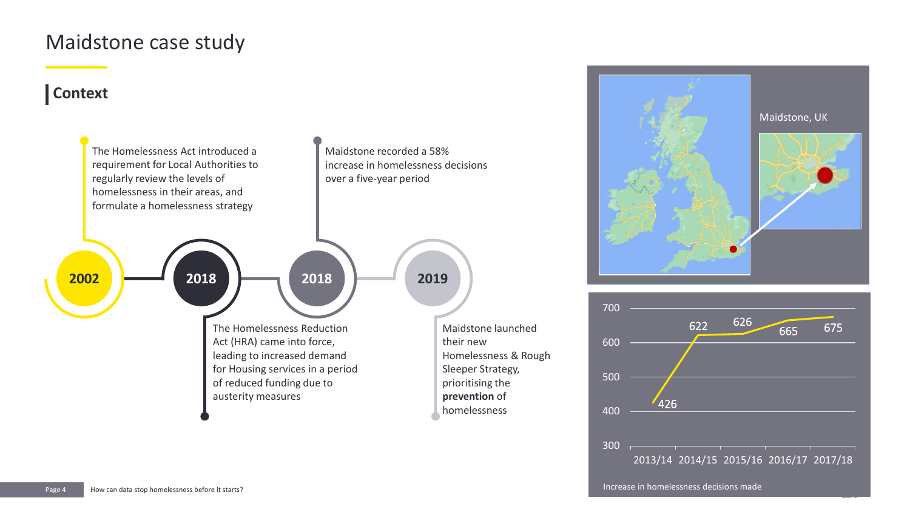# Maidstone case study

## Context

**2002**

The Homelessness Act introduced a requirement for Local Authorities to regularly review the levels of homelessness in their areas, and formulate a homelessness strategy

**2018**

The Homelessness Reduction Act (HRA) came into force, leading to increased demand for Housing services in a period of reduced funding due to austerity measures

**2018**

Maidstone recorded a 58% increase in homelessness decisions over a five-year period

**2019**

Maidstone launched their new Homelessness & Rough Sleeper Strategy, prioritising the **prevention** of homelessness

Maidstone, UK

| Year | Homelessness decisions |
|---|---|
| 2013/14 | 426 |
| 2014/15 | 622 |
| 2015/16 | 626 |
| 2016/17 | 665 |
| 2017/18 | 675 |

Increase in homelessness decisions made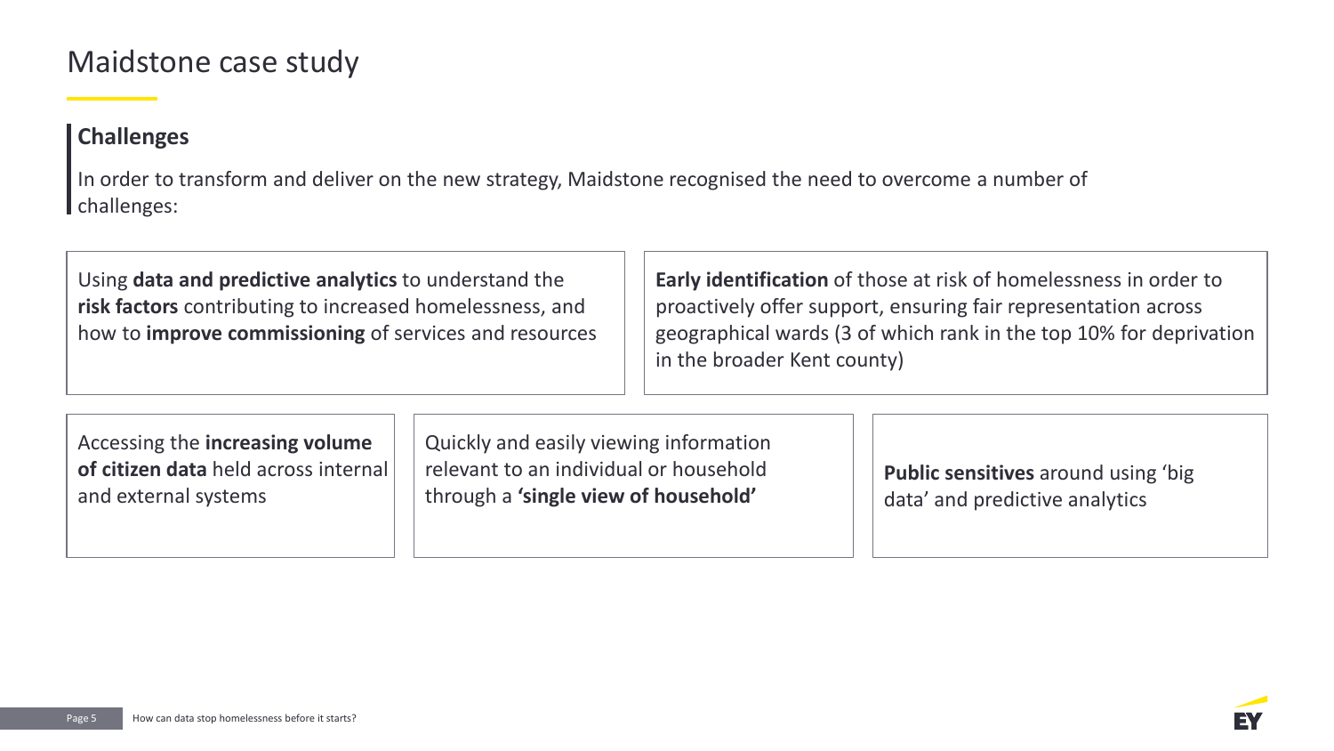# Maidstone case study

## Challenges

In order to transform and deliver on the new strategy, Maidstone recognised the need to overcome a number of challenges:

- Using **data and predictive analytics** to understand the **risk factors** contributing to increased homelessness, and how to **improve commissioning** of services and resources

- **Early identification** of those at risk of homelessness in order to proactively offer support, ensuring fair representation across geographical wards (3 of which rank in the top 10% for deprivation in the broader Kent county)

- Accessing the **increasing volume of citizen data** held across internal and external systems

- Quickly and easily viewing information relevant to an individual or household through a **'single view of household'**

- **Public sensitives** around using 'big data' and predictive analytics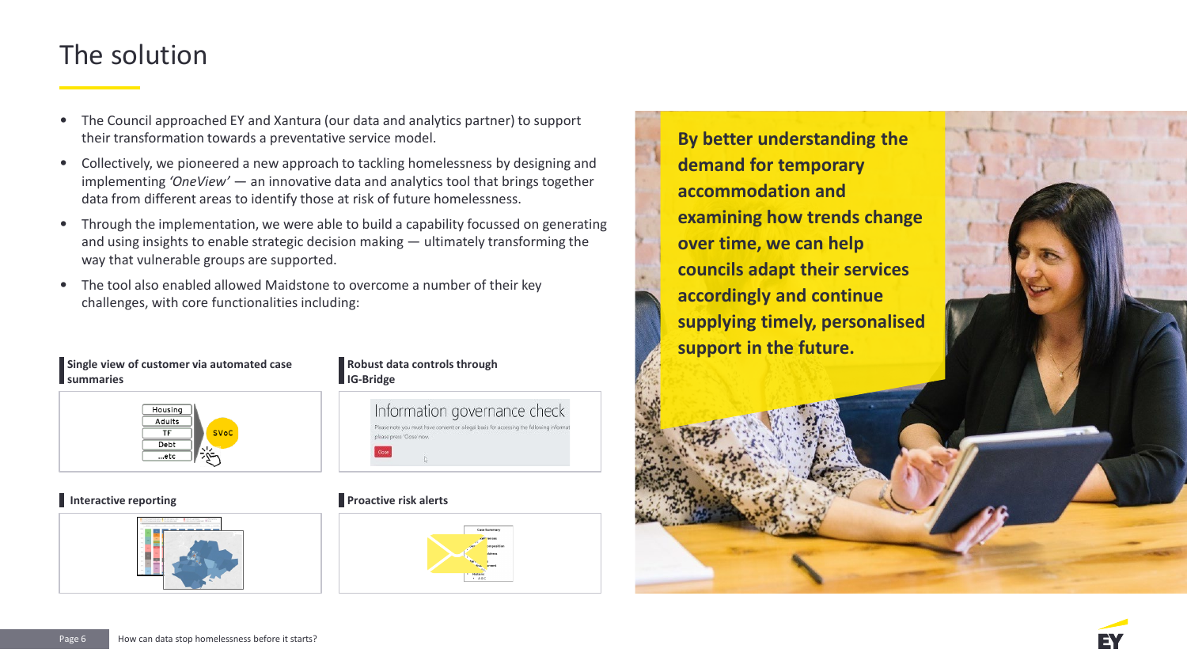# The solution

- The Council approached EY and Xantura (our data and analytics partner) to support their transformation towards a preventative service model.
- Collectively, we pioneered a new approach to tackling homelessness by designing and implementing *'OneView'* — an innovative data and analytics tool that brings together data from different areas to identify those at risk of future homelessness.
- Through the implementation, we were able to build a capability focussed on generating and using insights to enable strategic decision making — ultimately transforming the way that vulnerable groups are supported.
- The tool also enabled allowed Maidstone to overcome a number of their key challenges, with core functionalities including:

**Single view of customer via automated case summaries**

Housing
Adults
TF
Debt
...etc
SVoC

**Robust data controls through IG-Bridge**

Information governance check

**Interactive reporting**

**Proactive risk alerts**

**By better understanding the demand for temporary accommodation and examining how trends change over time, we can help councils adapt their services accordingly and continue supplying timely, personalised support in the future.**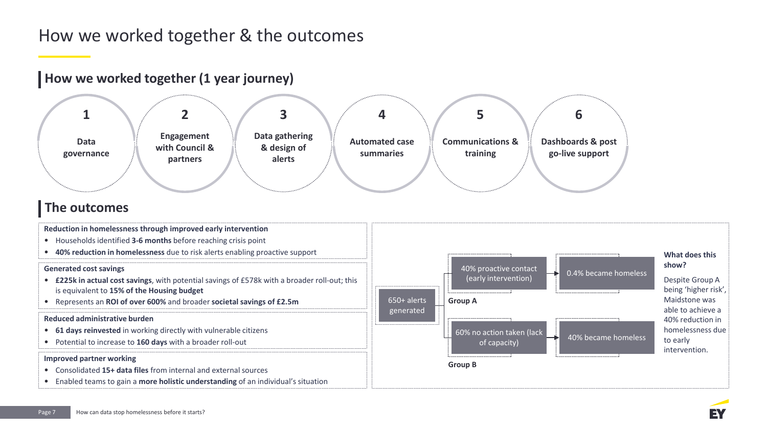# How we worked together & the outcomes

## How we worked together (1 year journey)

1. **Data governance**
2. **Engagement with Council & partners**
3. **Data gathering & design of alerts**
4. **Automated case summaries**
5. **Communications & training**
6. **Dashboards & post go-live support**

## The outcomes

**Reduction in homelessness through improved early intervention**

- Households identified **3-6 months** before reaching crisis point
- **40% reduction in homelessness** due to risk alerts enabling proactive support

**Generated cost savings**

- **£225k in actual cost savings**, with potential savings of £578k with a broader roll-out; this is equivalent to **15% of the Housing budget**
- Represents an **ROI of over 600%** and broader **societal savings of £2.5m**

**Reduced administrative burden**

- **61 days reinvested** in working directly with vulnerable citizens
- Potential to increase to **160 days** with a broader roll-out

**Improved partner working**

- Consolidated **15+ data files** from internal and external sources
- Enabled teams to gain a **more holistic understanding** of an individual's situation

650+ alerts generated

- **Group A**: 40% proactive contact (early intervention) → 0.4% became homeless
- **Group B**: 60% no action taken (lack of capacity) → 40% became homeless

**What does this show?**

Despite Group A being 'higher risk', Maidstone was able to achieve a 40% reduction in homelessness due to early intervention.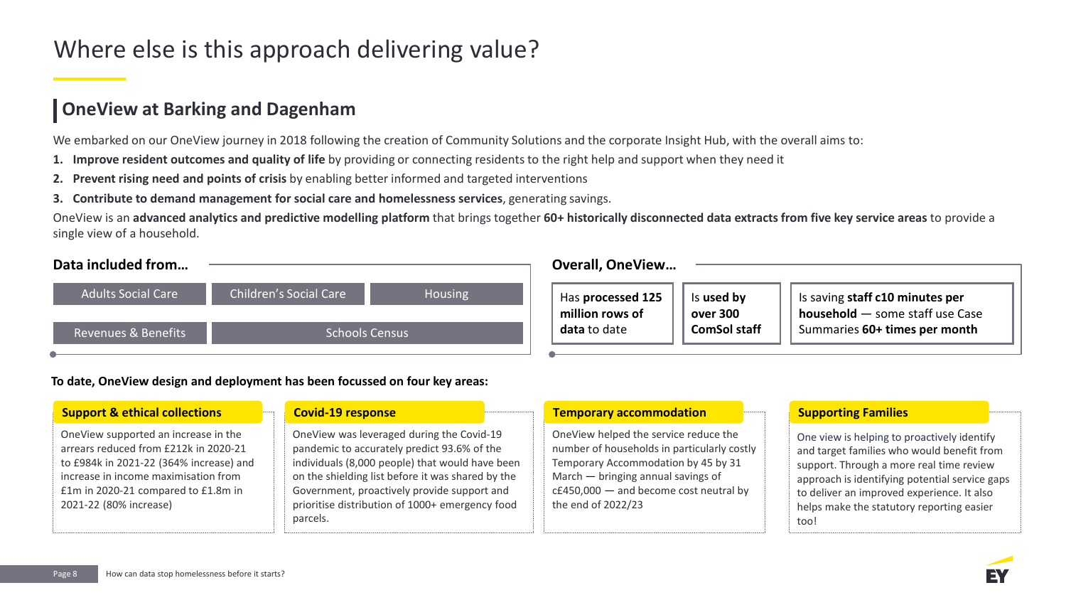# Where else is this approach delivering value?

## OneView at Barking and Dagenham

We embarked on our OneView journey in 2018 following the creation of Community Solutions and the corporate Insight Hub, with the overall aims to:

1. **Improve resident outcomes and quality of life** by providing or connecting residents to the right help and support when they need it
2. **Prevent rising need and points of crisis** by enabling better informed and targeted interventions
3. **Contribute to demand management for social care and homelessness services**, generating savings.

OneView is an **advanced analytics and predictive modelling platform** that brings together **60+ historically disconnected data extracts from five key service areas** to provide a single view of a household.

### Data included from…

- Adults Social Care
- Children's Social Care
- Housing
- Revenues & Benefits
- Schools Census

### Overall, OneView…

- Has **processed 125 million rows of data** to date
- Is **used by over 300 ComSol staff**
- Is saving **staff c10 minutes per household** — some staff use Case Summaries **60+ times per month**

**To date, OneView design and deployment has been focussed on four key areas:**

**Support & ethical collections**

OneView supported an increase in the arrears reduced from £212k in 2020-21 to £984k in 2021-22 (364% increase) and increase in income maximisation from £1m in 2020-21 compared to £1.8m in 2021-22 (80% increase)

**Covid-19 response**

OneView was leveraged during the Covid-19 pandemic to accurately predict 93.6% of the individuals (8,000 people) that would have been on the shielding list before it was shared by the Government, proactively provide support and prioritise distribution of 1000+ emergency food parcels.

**Temporary accommodation**

OneView helped the service reduce the number of households in particularly costly Temporary Accommodation by 45 by 31 March — bringing annual savings of c£450,000 — and become cost neutral by the end of 2022/23

**Supporting Families**

One view is helping to proactively identify and target families who would benefit from support. Through a more real time review approach is identifying potential service gaps to deliver an improved experience. It also helps make the statutory reporting easier too!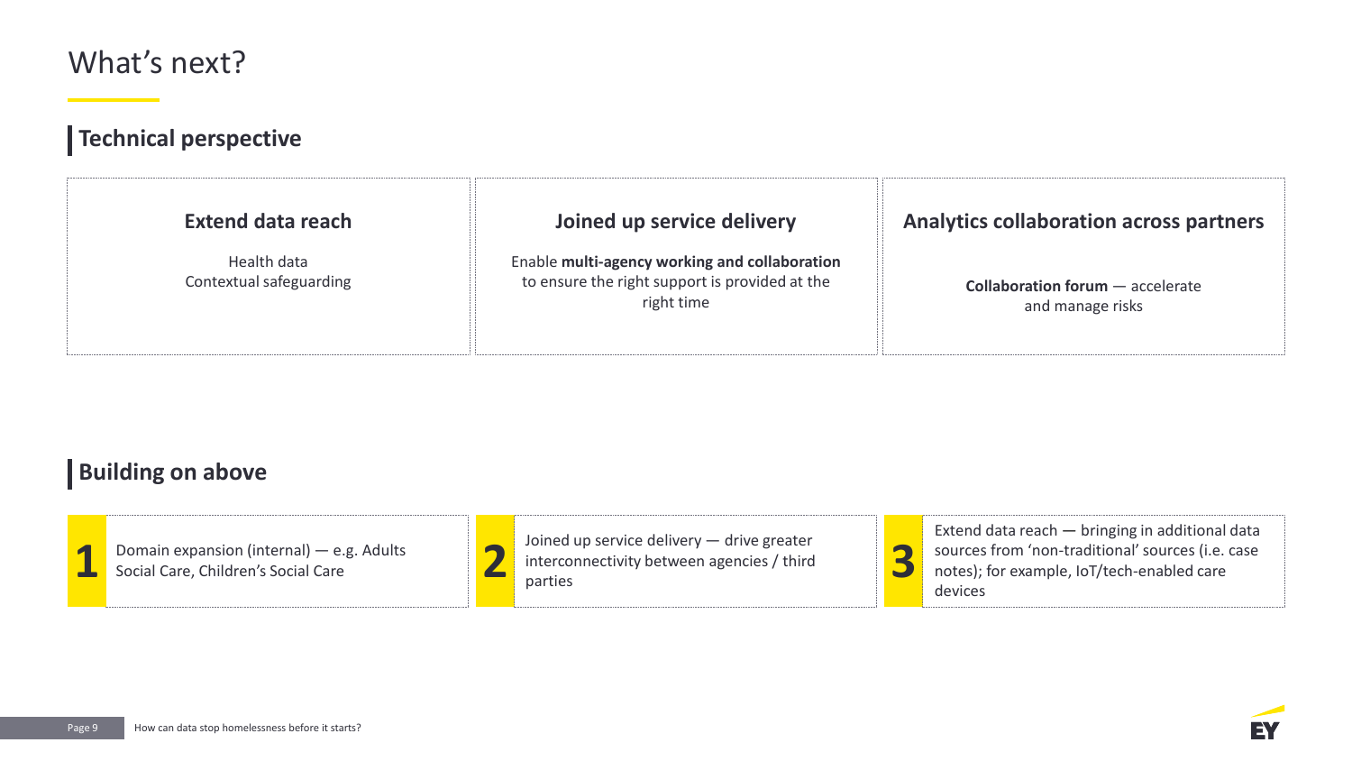# What's next?

## Technical perspective

### Extend data reach

Health data
Contextual safeguarding

### Joined up service delivery

Enable **multi-agency working and collaboration** to ensure the right support is provided at the right time

### Analytics collaboration across partners

**Collaboration forum** — accelerate and manage risks

## Building on above

**1** Domain expansion (internal) — e.g. Adults Social Care, Children's Social Care

**2** Joined up service delivery — drive greater interconnectivity between agencies / third parties

**3** Extend data reach — bringing in additional data sources from 'non-traditional' sources (i.e. case notes); for example, IoT/tech-enabled care devices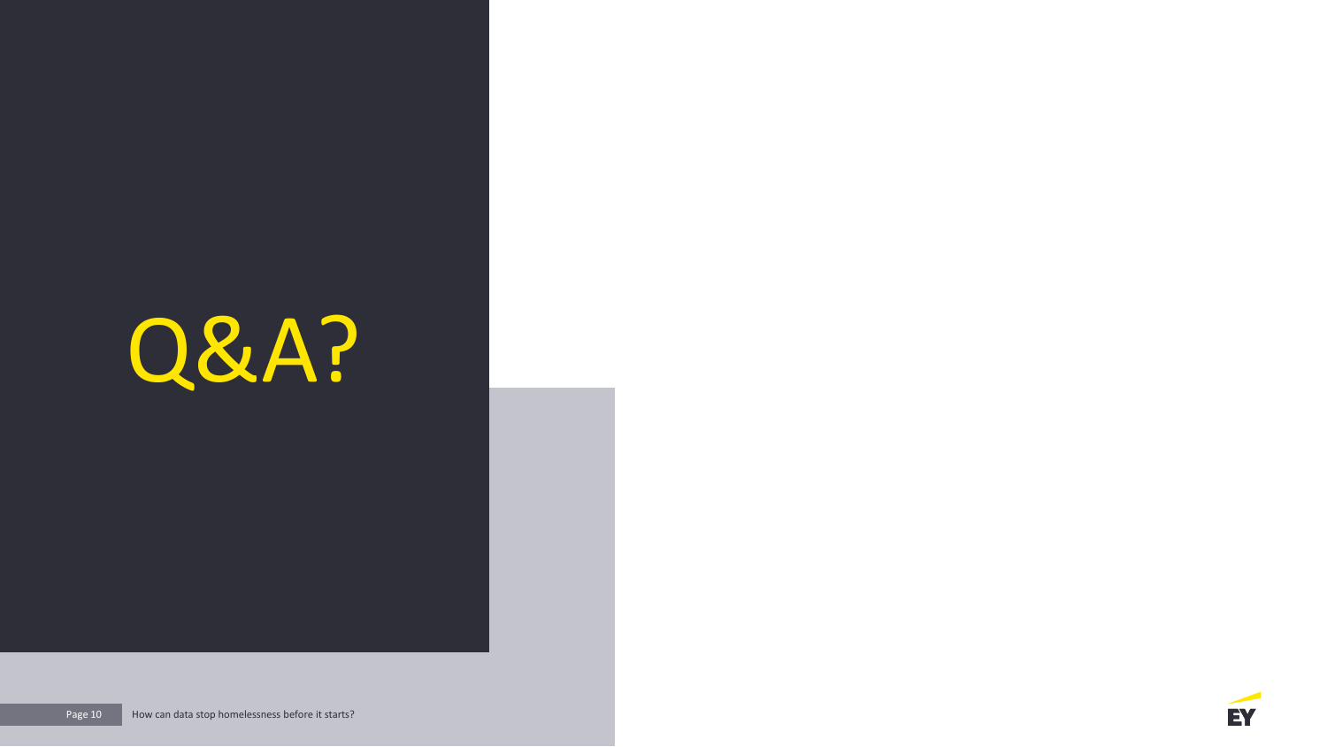# Q&A?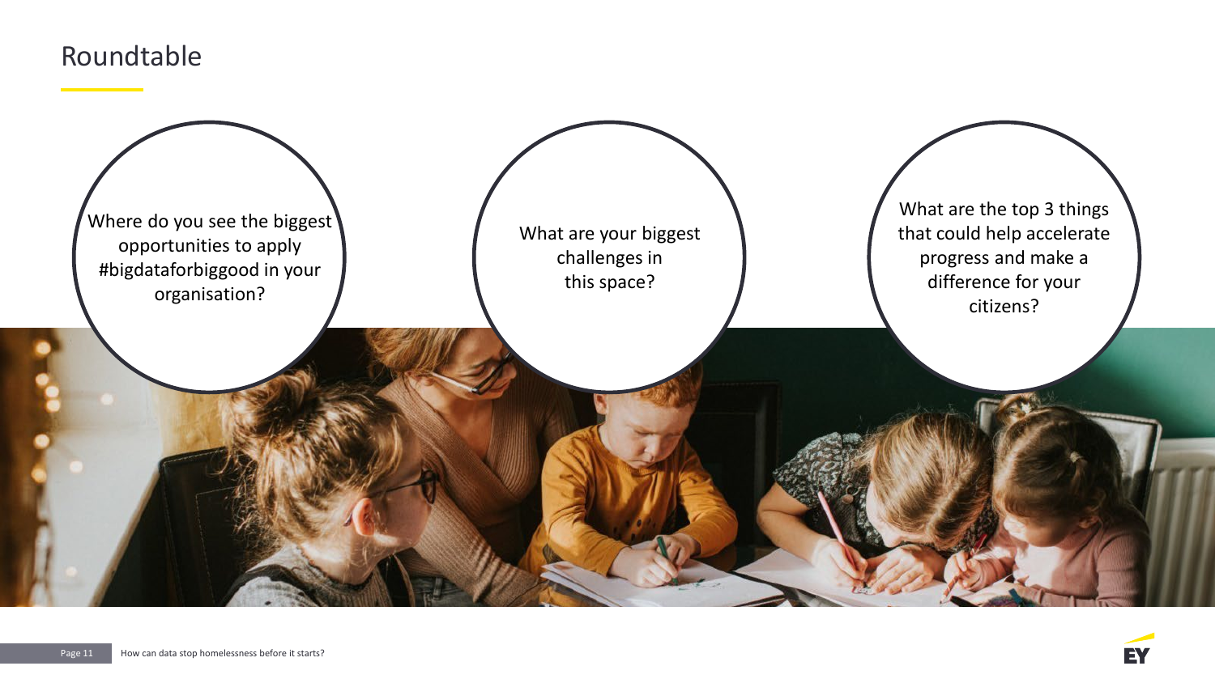# Roundtable

Where do you see the biggest opportunities to apply #bigdataforbiggood in your organisation?

What are your biggest challenges in this space?

What are the top 3 things that could help accelerate progress and make a difference for your citizens?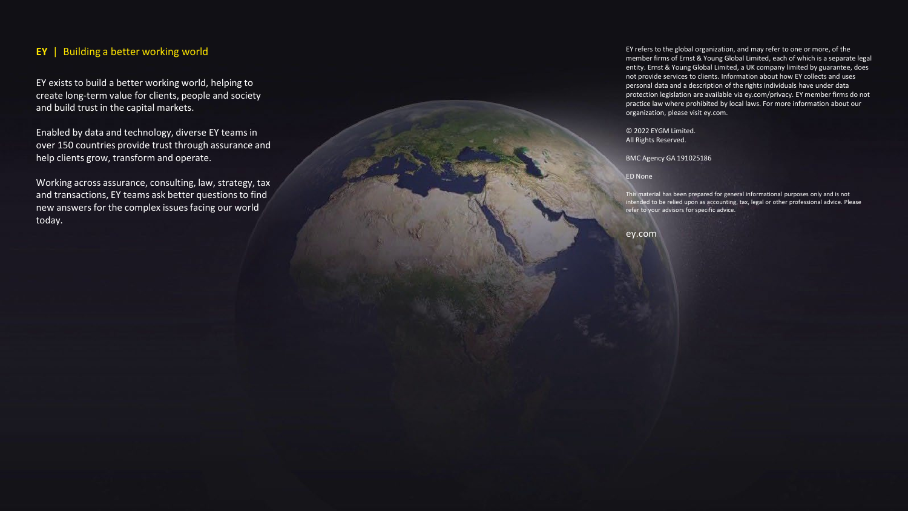**EY** | Building a better working world

EY exists to build a better working world, helping to create long-term value for clients, people and society and build trust in the capital markets.

Enabled by data and technology, diverse EY teams in over 150 countries provide trust through assurance and help clients grow, transform and operate.

Working across assurance, consulting, law, strategy, tax and transactions, EY teams ask better questions to find new answers for the complex issues facing our world today.

EY refers to the global organization, and may refer to one or more, of the member firms of Ernst & Young Global Limited, each of which is a separate legal entity. Ernst & Young Global Limited, a UK company limited by guarantee, does not provide services to clients. Information about how EY collects and uses personal data and a description of the rights individuals have under data protection legislation are available via ey.com/privacy. EY member firms do not practice law where prohibited by local laws. For more information about our organization, please visit ey.com.

© 2022 EYGM Limited.
All Rights Reserved.

BMC Agency GA 191025186

ED None

This material has been prepared for general informational purposes only and is not intended to be relied upon as accounting, tax, legal or other professional advice. Please refer to your advisors for specific advice.

ey.com